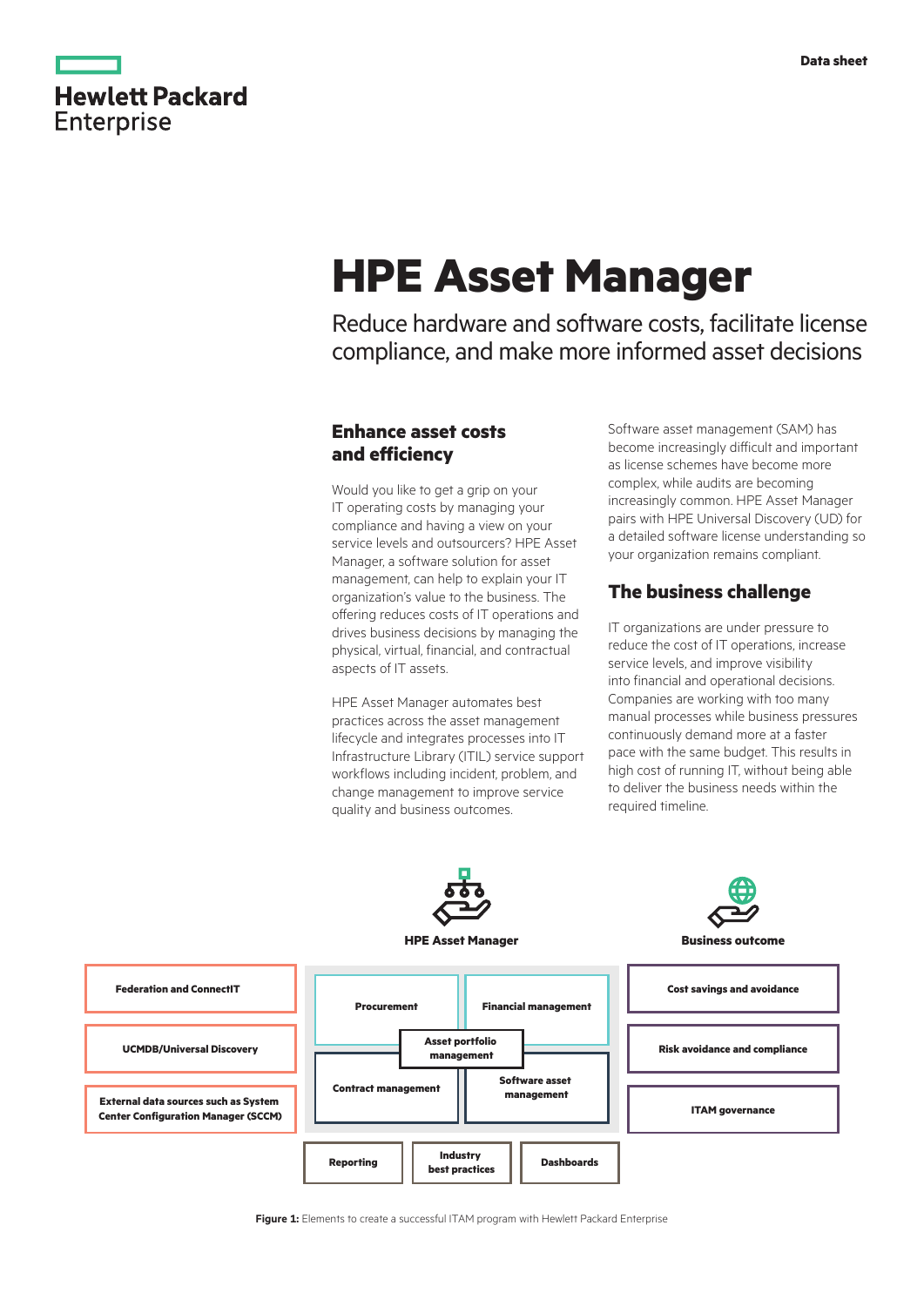Data sheet

# HPE Asset Manager

Reduce hardware and software costs, facilitate license compliance, and make more informed asset decisions

## Enhance asset costs and efficiency

Would you like to get a grip on your IT operating costs by managing your compliance and having a view on your service levels and outsourcers? HPE Asset Manager, a software solution for asset management, can help to explain your IT organization's value to the business. The offering reduces costs of IT operations and drives business decisions by managing the physical, virtual, financial, and contractual aspects of IT assets.

HPE Asset Manager automates best practices across the asset management lifecycle and integrates processes into IT Infrastructure Library (ITIL) service support workflows including incident, problem, and change management to improve service quality and business outcomes.

Software asset management (SAM) has become increasingly difficult and important as license schemes have become more complex, while audits are becoming increasingly common. HPE Asset Manager pairs with HPE Universal Discovery (UD) for a detailed software license understanding so your organization remains compliant.

## The business challenge

IT organizations are under pressure to reduce the cost of IT operations, increase service levels, and improve visibility into financial and operational decisions. Companies are working with too many manual processes while business pressures continuously demand more at a faster pace with the same budget. This results in high cost of running IT, without being able to deliver the business needs within the required timeline.

HPE Asset Manager

Business outcome

Federation and ConnectIT

UCMDB/Universal Discovery

External data sources such as System Center Configuration Manager (SCCM)

Procurement

Financial management

Asset portfolio management

Contract management

Software asset management

Reporting

Industry best practices

Dashboards

Cost savings and avoidance

Risk avoidance and compliance

ITAM governance

**Figure 1:** Elements to create a successful ITAM program with Hewlett Packard Enterprise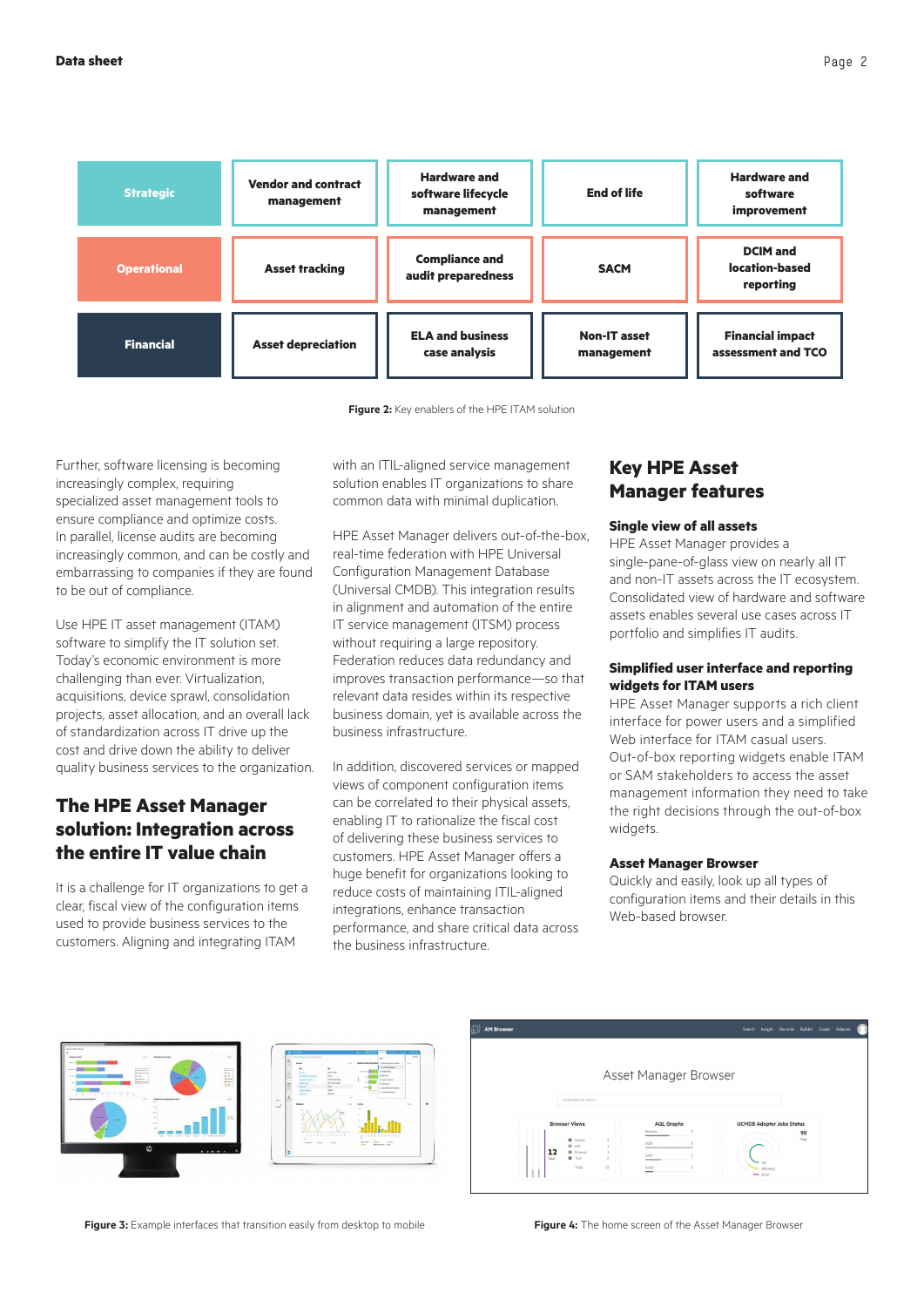| Strategic | Vendor and contract management | Hardware and software lifecycle management | End of life | Hardware and software improvement |
|---|---|---|---|---|
| Operational | Asset tracking | Compliance and audit preparedness | SACM | DCIM and location-based reporting |
| Financial | Asset depreciation | ELA and business case analysis | Non-IT asset management | Financial impact assessment and TCO |

**Figure 2:** Key enablers of the HPE ITAM solution

Further, software licensing is becoming increasingly complex, requiring specialized asset management tools to ensure compliance and optimize costs. In parallel, license audits are becoming increasingly common, and can be costly and embarrassing to companies if they are found to be out of compliance.

Use HPE IT asset management (ITAM) software to simplify the IT solution set. Today's economic environment is more challenging than ever. Virtualization, acquisitions, device sprawl, consolidation projects, asset allocation, and an overall lack of standardization across IT drive up the cost and drive down the ability to deliver quality business services to the organization.

## The HPE Asset Manager solution: Integration across the entire IT value chain

It is a challenge for IT organizations to get a clear, fiscal view of the configuration items used to provide business services to the customers. Aligning and integrating ITAM with an ITIL-aligned service management solution enables IT organizations to share common data with minimal duplication.

HPE Asset Manager delivers out-of-the-box, real-time federation with HPE Universal Configuration Management Database (Universal CMDB). This integration results in alignment and automation of the entire IT service management (ITSM) process without requiring a large repository. Federation reduces data redundancy and improves transaction performance—so that relevant data resides within its respective business domain, yet is available across the business infrastructure.

In addition, discovered services or mapped views of component configuration items can be correlated to their physical assets, enabling IT to rationalize the fiscal cost of delivering these business services to customers. HPE Asset Manager offers a huge benefit for organizations looking to reduce costs of maintaining ITIL-aligned integrations, enhance transaction performance, and share critical data across the business infrastructure.

## Key HPE Asset Manager features

### Single view of all assets

HPE Asset Manager provides a single-pane-of-glass view on nearly all IT and non-IT assets across the IT ecosystem. Consolidated view of hardware and software assets enables several use cases across IT portfolio and simplifies IT audits.

### Simplified user interface and reporting widgets for ITAM users

HPE Asset Manager supports a rich client interface for power users and a simplified Web interface for ITAM casual users. Out-of-box reporting widgets enable ITAM or SAM stakeholders to access the asset management information they need to take the right decisions through the out-of-box widgets.

### Asset Manager Browser

Quickly and easily, look up all types of configuration items and their details in this Web-based browser.

**Figure 3:** Example interfaces that transition easily from desktop to mobile

**Figure 4:** The home screen of the Asset Manager Browser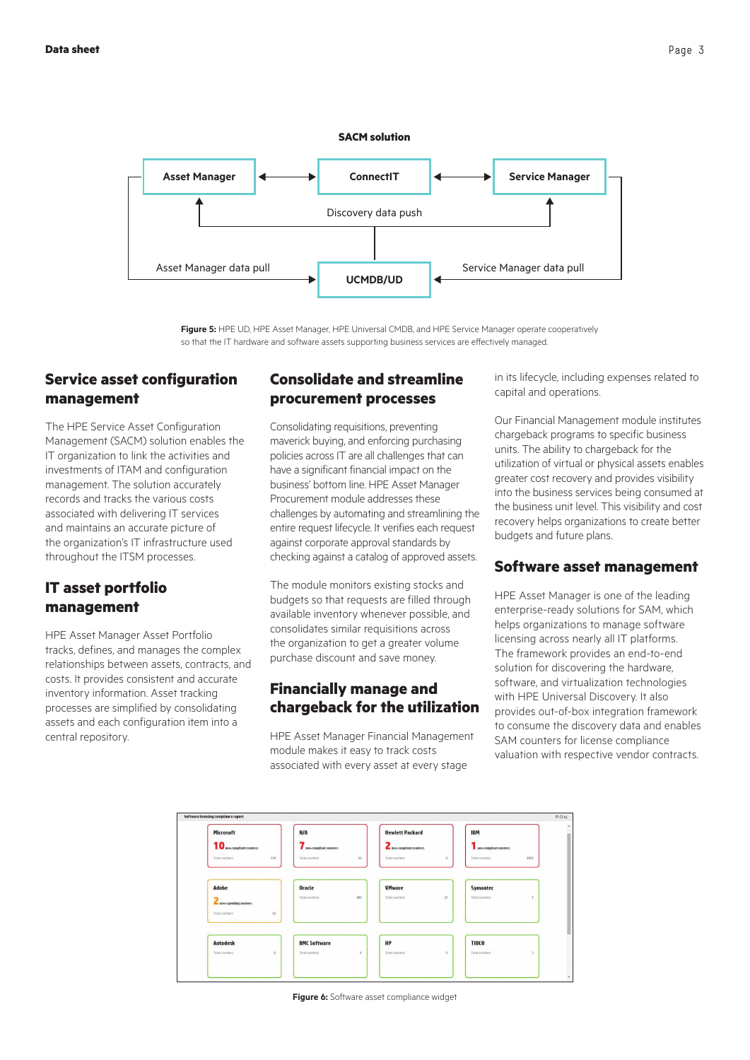**SACM solution**

Asset Manager ↔ ConnectIT ↔ Service Manager

Discovery data push

Asset Manager data pull — UCMDB/UD — Service Manager data pull

**Figure 5:** HPE UD, HPE Asset Manager, HPE Universal CMDB, and HPE Service Manager operate cooperatively so that the IT hardware and software assets supporting business services are effectively managed.

## Service asset configuration management

The HPE Service Asset Configuration Management (SACM) solution enables the IT organization to link the activities and investments of ITAM and configuration management. The solution accurately records and tracks the various costs associated with delivering IT services and maintains an accurate picture of the organization's IT infrastructure used throughout the ITSM processes.

## IT asset portfolio management

HPE Asset Manager Asset Portfolio tracks, defines, and manages the complex relationships between assets, contracts, and costs. It provides consistent and accurate inventory information. Asset tracking processes are simplified by consolidating assets and each configuration item into a central repository.

## Consolidate and streamline procurement processes

Consolidating requisitions, preventing maverick buying, and enforcing purchasing policies across IT are all challenges that can have a significant financial impact on the business' bottom line. HPE Asset Manager Procurement module addresses these challenges by automating and streamlining the entire request lifecycle. It verifies each request against corporate approval standards by checking against a catalog of approved assets.

The module monitors existing stocks and budgets so that requests are filled through available inventory whenever possible, and consolidates similar requisitions across the organization to get a greater volume purchase discount and save money.

## Financially manage and chargeback for the utilization

HPE Asset Manager Financial Management module makes it easy to track costs associated with every asset at every stage in its lifecycle, including expenses related to capital and operations.

Our Financial Management module institutes chargeback programs to specific business units. The ability to chargeback for the utilization of virtual or physical assets enables greater cost recovery and provides visibility into the business services being consumed at the business unit level. This visibility and cost recovery helps organizations to create better budgets and future plans.

## Software asset management

HPE Asset Manager is one of the leading enterprise-ready solutions for SAM, which helps organizations to manage software licensing across nearly all IT platforms. The framework provides an end-to-end solution for discovering the hardware, software, and virtualization technologies with HPE Universal Discovery. It also provides out-of-box integration framework to consume the discovery data and enables SAM counters for license compliance valuation with respective vendor contracts.

**Figure 6:** Software asset compliance widget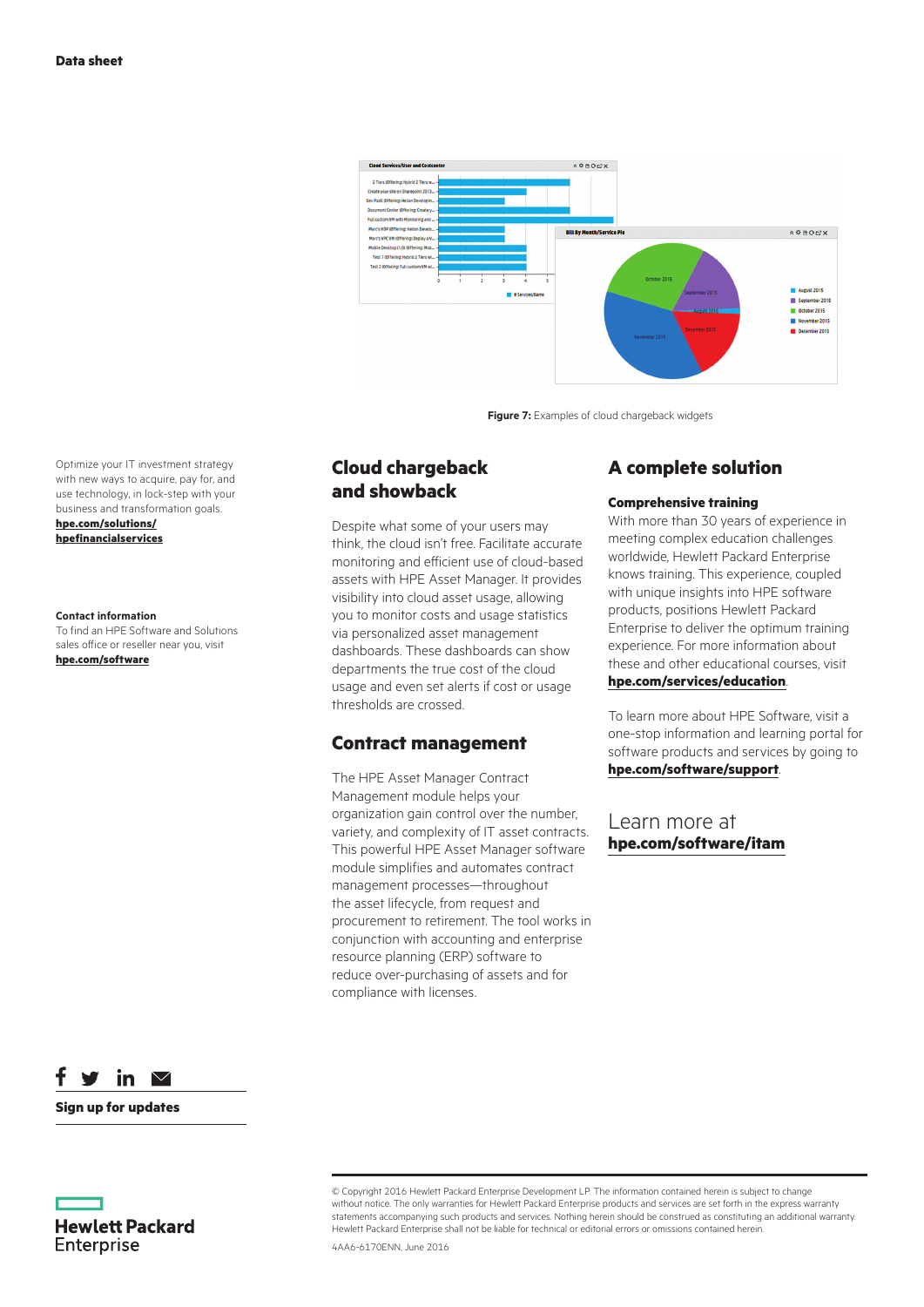Cloud Services/User and Costcenter

2 Tiers (Offering: Hybrid 2 Tiers w...
Create your site on Sharepoint 2013...
Dev PaaS (Offering: Helion Developm...
Document Center (Offering: Create y...
Full custom VM with Monitoring and ...
Marc's HDP (Offering: Helion Develo...
Marc's VPC VM (Offering: Deploy a V...
Mobile Desktop (1.0) (Offering: Mob...
Test 1 (Offering: Hybrid 2 Tiers wi...
Test 2 (Offering: Full custom VM wi...

0 1 2 3 4 5

# Services/Name

Bill By Month/Service Pie

October 2015
September 2015
August 2015
December 2015
November 2015

August 2015
September 2015
October 2015
November 2015
December 2015

**Figure 7:** Examples of cloud chargeback widgets

Optimize your IT investment strategy with new ways to acquire, pay for, and use technology, in lock-step with your business and transformation goals.
**hpe.com/solutions/hpefinancialservices**

**Contact information**
To find an HPE Software and Solutions sales office or reseller near you, visit **hpe.com/software**

## Cloud chargeback and showback

Despite what some of your users may think, the cloud isn't free. Facilitate accurate monitoring and efficient use of cloud-based assets with HPE Asset Manager. It provides visibility into cloud asset usage, allowing you to monitor costs and usage statistics via personalized asset management dashboards. These dashboards can show departments the true cost of the cloud usage and even set alerts if cost or usage thresholds are crossed.

## Contract management

The HPE Asset Manager Contract Management module helps your organization gain control over the number, variety, and complexity of IT asset contracts. This powerful HPE Asset Manager software module simplifies and automates contract management processes—throughout the asset lifecycle, from request and procurement to retirement. The tool works in conjunction with accounting and enterprise resource planning (ERP) software to reduce over-purchasing of assets and for compliance with licenses.

## A complete solution

### Comprehensive training

With more than 30 years of experience in meeting complex education challenges worldwide, Hewlett Packard Enterprise knows training. This experience, coupled with unique insights into HPE software products, positions Hewlett Packard Enterprise to deliver the optimum training experience. For more information about these and other educational courses, visit **hpe.com/services/education**.

To learn more about HPE Software, visit a one-stop information and learning portal for software products and services by going to **hpe.com/software/support**.

Learn more at
**hpe.com/software/itam**

**Sign up for updates**

Hewlett Packard Enterprise

© Copyright 2016 Hewlett Packard Enterprise Development LP. The information contained herein is subject to change without notice. The only warranties for Hewlett Packard Enterprise products and services are set forth in the express warranty statements accompanying such products and services. Nothing herein should be construed as constituting an additional warranty. Hewlett Packard Enterprise shall not be liable for technical or editorial errors or omissions contained herein.

4AA6-6170ENN, June 2016